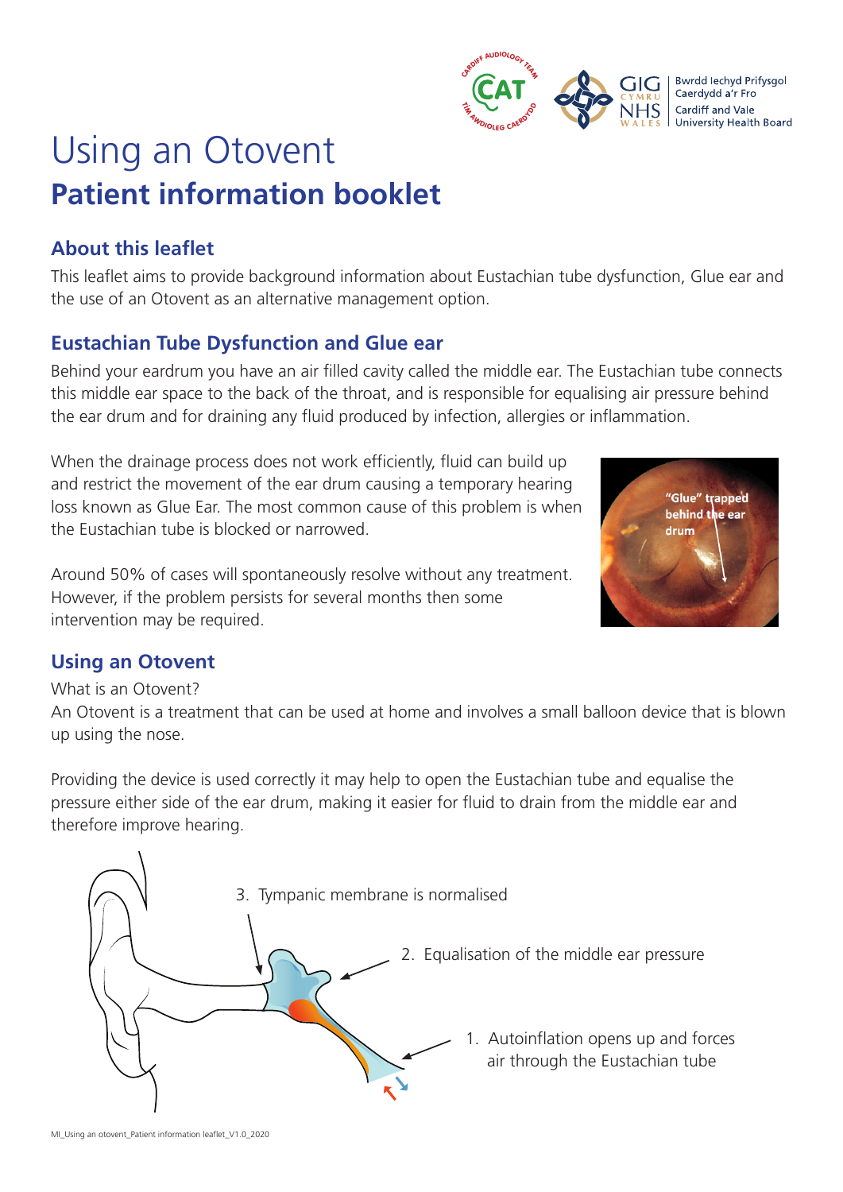# Using an Otovent

## Patient information booklet

### About this leaflet

This leaflet aims to provide background information about Eustachian tube dysfunction, Glue ear and the use of an Otovent as an alternative management option.

### Eustachian Tube Dysfunction and Glue ear

Behind your eardrum you have an air filled cavity called the middle ear. The Eustachian tube connects this middle ear space to the back of the throat, and is responsible for equalising air pressure behind the ear drum and for draining any fluid produced by infection, allergies or inflammation.

When the drainage process does not work efficiently, fluid can build up and restrict the movement of the ear drum causing a temporary hearing loss known as Glue Ear. The most common cause of this problem is when the Eustachian tube is blocked or narrowed.

"Glue" trapped behind the ear drum

Around 50% of cases will spontaneously resolve without any treatment. However, if the problem persists for several months then some intervention may be required.

### Using an Otovent

What is an Otovent?

An Otovent is a treatment that can be used at home and involves a small balloon device that is blown up using the nose.

Providing the device is used correctly it may help to open the Eustachian tube and equalise the pressure either side of the ear drum, making it easier for fluid to drain from the middle ear and therefore improve hearing.

3. Tympanic membrane is normalised
2. Equalisation of the middle ear pressure
1. Autoinflation opens up and forces air through the Eustachian tube

MI_Using an otovent_Patient information leaflet_V1.0_2020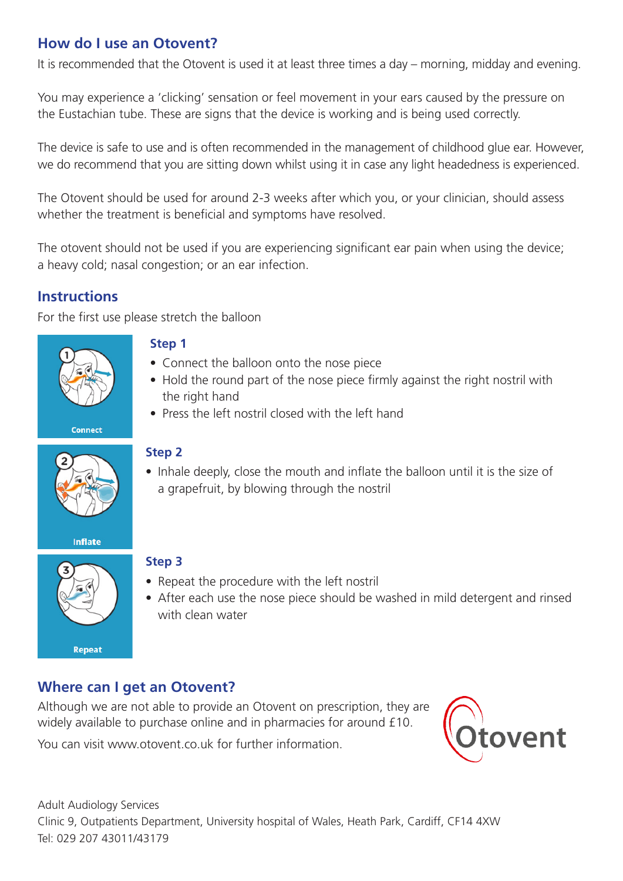## How do I use an Otovent?

It is recommended that the Otovent is used it at least three times a day – morning, midday and evening.

You may experience a 'clicking' sensation or feel movement in your ears caused by the pressure on the Eustachian tube. These are signs that the device is working and is being used correctly.

The device is safe to use and is often recommended in the management of childhood glue ear. However, we do recommend that you are sitting down whilst using it in case any light headedness is experienced.

The Otovent should be used for around 2-3 weeks after which you, or your clinician, should assess whether the treatment is beneficial and symptoms have resolved.

The otovent should not be used if you are experiencing significant ear pain when using the device; a heavy cold; nasal congestion; or an ear infection.

## Instructions

For the first use please stretch the balloon

Connect

### Step 1

- Connect the balloon onto the nose piece
- Hold the round part of the nose piece firmly against the right nostril with the right hand
- Press the left nostril closed with the left hand

Inflate

### Step 2

- Inhale deeply, close the mouth and inflate the balloon until it is the size of a grapefruit, by blowing through the nostril

Repeat

### Step 3

- Repeat the procedure with the left nostril
- After each use the nose piece should be washed in mild detergent and rinsed with clean water

## Where can I get an Otovent?

Although we are not able to provide an Otovent on prescription, they are widely available to purchase online and in pharmacies for around £10.

You can visit www.otovent.co.uk for further information.

Otovent

Adult Audiology Services
Clinic 9, Outpatients Department, University hospital of Wales, Heath Park, Cardiff, CF14 4XW
Tel: 029 207 43011/43179